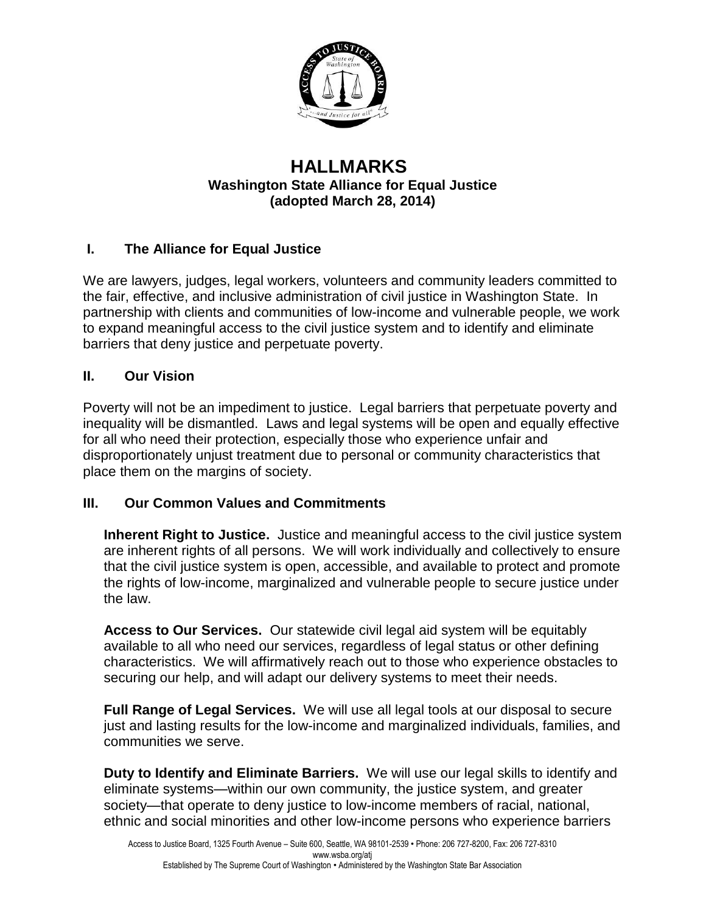# HALLMARKS

**Washington State Alliance for Equal Justice**
**(adopted March 28, 2014)**

## I. The Alliance for Equal Justice

We are lawyers, judges, legal workers, volunteers and community leaders committed to the fair, effective, and inclusive administration of civil justice in Washington State. In partnership with clients and communities of low-income and vulnerable people, we work to expand meaningful access to the civil justice system and to identify and eliminate barriers that deny justice and perpetuate poverty.

## II. Our Vision

Poverty will not be an impediment to justice. Legal barriers that perpetuate poverty and inequality will be dismantled. Laws and legal systems will be open and equally effective for all who need their protection, especially those who experience unfair and disproportionately unjust treatment due to personal or community characteristics that place them on the margins of society.

## III. Our Common Values and Commitments

**Inherent Right to Justice.** Justice and meaningful access to the civil justice system are inherent rights of all persons. We will work individually and collectively to ensure that the civil justice system is open, accessible, and available to protect and promote the rights of low-income, marginalized and vulnerable people to secure justice under the law.

**Access to Our Services.** Our statewide civil legal aid system will be equitably available to all who need our services, regardless of legal status or other defining characteristics. We will affirmatively reach out to those who experience obstacles to securing our help, and will adapt our delivery systems to meet their needs.

**Full Range of Legal Services.** We will use all legal tools at our disposal to secure just and lasting results for the low-income and marginalized individuals, families, and communities we serve.

**Duty to Identify and Eliminate Barriers.** We will use our legal skills to identify and eliminate systems—within our own community, the justice system, and greater society—that operate to deny justice to low-income members of racial, national, ethnic and social minorities and other low-income persons who experience barriers

Access to Justice Board, 1325 Fourth Avenue – Suite 600, Seattle, WA 98101-2539 • Phone: 206 727-8200, Fax: 206 727-8310
www.wsba.org/atj
Established by The Supreme Court of Washington • Administered by the Washington State Bar Association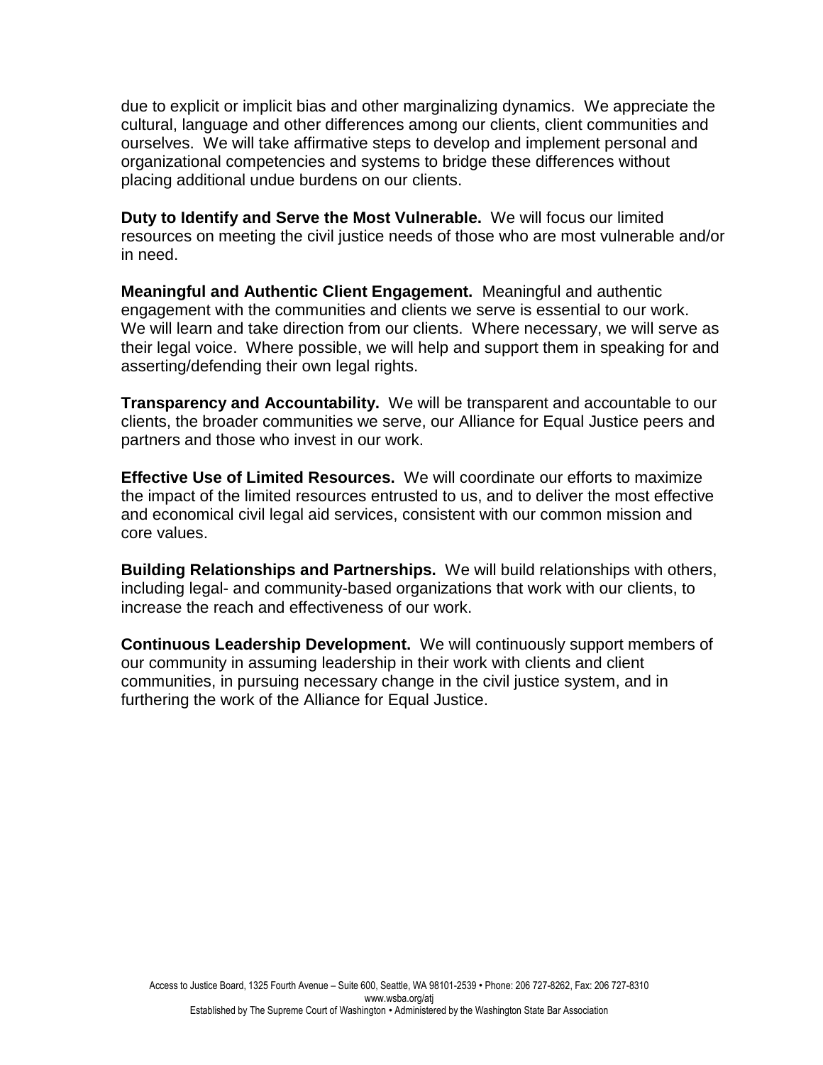due to explicit or implicit bias and other marginalizing dynamics. We appreciate the cultural, language and other differences among our clients, client communities and ourselves. We will take affirmative steps to develop and implement personal and organizational competencies and systems to bridge these differences without placing additional undue burdens on our clients.

**Duty to Identify and Serve the Most Vulnerable.** We will focus our limited resources on meeting the civil justice needs of those who are most vulnerable and/or in need.

**Meaningful and Authentic Client Engagement.** Meaningful and authentic engagement with the communities and clients we serve is essential to our work. We will learn and take direction from our clients. Where necessary, we will serve as their legal voice. Where possible, we will help and support them in speaking for and asserting/defending their own legal rights.

**Transparency and Accountability.** We will be transparent and accountable to our clients, the broader communities we serve, our Alliance for Equal Justice peers and partners and those who invest in our work.

**Effective Use of Limited Resources.** We will coordinate our efforts to maximize the impact of the limited resources entrusted to us, and to deliver the most effective and economical civil legal aid services, consistent with our common mission and core values.

**Building Relationships and Partnerships.** We will build relationships with others, including legal- and community-based organizations that work with our clients, to increase the reach and effectiveness of our work.

**Continuous Leadership Development.** We will continuously support members of our community in assuming leadership in their work with clients and client communities, in pursuing necessary change in the civil justice system, and in furthering the work of the Alliance for Equal Justice.